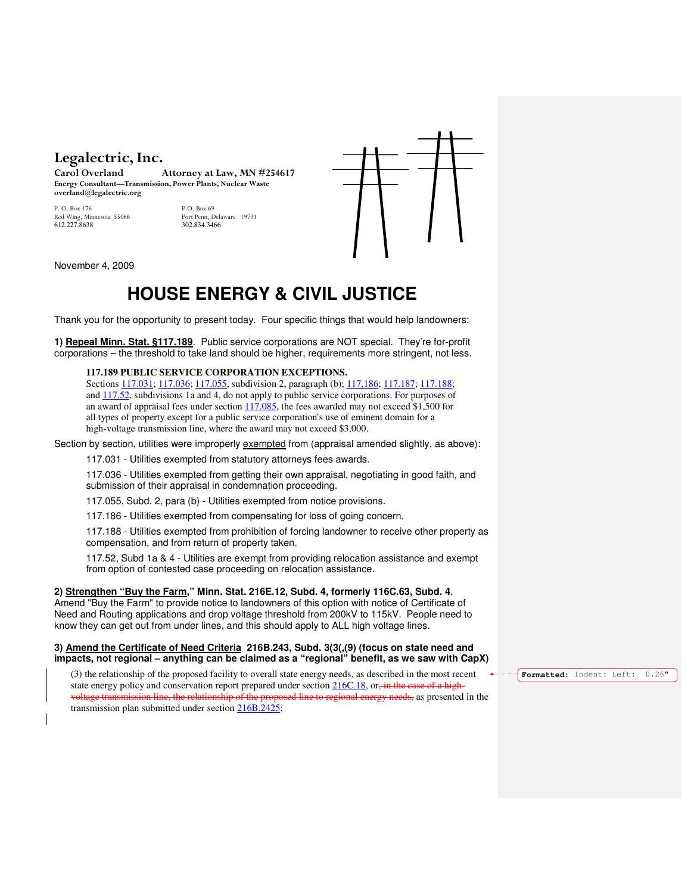**Legalectric, Inc.**
**Carol Overland** **Attorney at Law, MN #254617**
**Energy Consultant—Transmission, Power Plants, Nuclear Waste**
**overland@legalectric.org**

P. O. Box 176
Red Wing, Minnesota 55066
612.227.8638

P.O. Box 69
Port Penn, Delaware 19731
302.834.3466

November 4, 2009

# HOUSE ENERGY & CIVIL JUSTICE

Thank you for the opportunity to present today. Four specific things that would help landowners:

**1) Repeal Minn. Stat. §117.189**. Public service corporations are NOT special. They're for-profit corporations – the threshold to take land should be higher, requirements more stringent, not less.

> **117.189 PUBLIC SERVICE CORPORATION EXCEPTIONS.**
> Sections 117.031; 117.036; 117.055, subdivision 2, paragraph (b); 117.186; 117.187; 117.188; and 117.52, subdivisions 1a and 4, do not apply to public service corporations. For purposes of an award of appraisal fees under section 117.085, the fees awarded may not exceed $1,500 for all types of property except for a public service corporation's use of eminent domain for a high-voltage transmission line, where the award may not exceed $3,000.

Section by section, utilities were improperly exempted from (appraisal amended slightly, as above):

- 117.031 - Utilities exempted from statutory attorneys fees awards.
- 117.036 - Utilities exempted from getting their own appraisal, negotiating in good faith, and submission of their appraisal in condemnation proceeding.
- 117.055, Subd. 2, para (b) - Utilities exempted from notice provisions.
- 117.186 - Utilities exempted from compensating for loss of going concern.
- 117.188 - Utilities exempted from prohibition of forcing landowner to receive other property as compensation, and from return of property taken.
- 117.52, Subd 1a & 4 - Utilities are exempt from providing relocation assistance and exempt from option of contested case proceeding on relocation assistance.

**2) Strengthen "Buy the Farm," Minn. Stat. 216E.12, Subd. 4, formerly 116C.63, Subd. 4**. Amend "Buy the Farm" to provide notice to landowners of this option with notice of Certificate of Need and Routing applications and drop voltage threshold from 200kV to 115kV. People need to know they can get out from under lines, and this should apply to ALL high voltage lines.

**3) Amend the Certificate of Need Criteria 216B.243, Subd. 3(3(,(9) (focus on state need and impacts, not regional – anything can be claimed as a "regional" benefit, as we saw with CapX)**

> (3) the relationship of the proposed facility to overall state energy needs, as described in the most recent state energy policy and conservation report prepared under section 216C.18, or~~, in the case of a high-voltage transmission line, the relationship of the proposed line to regional energy needs,~~ as presented in the transmission plan submitted under section 216B.2425;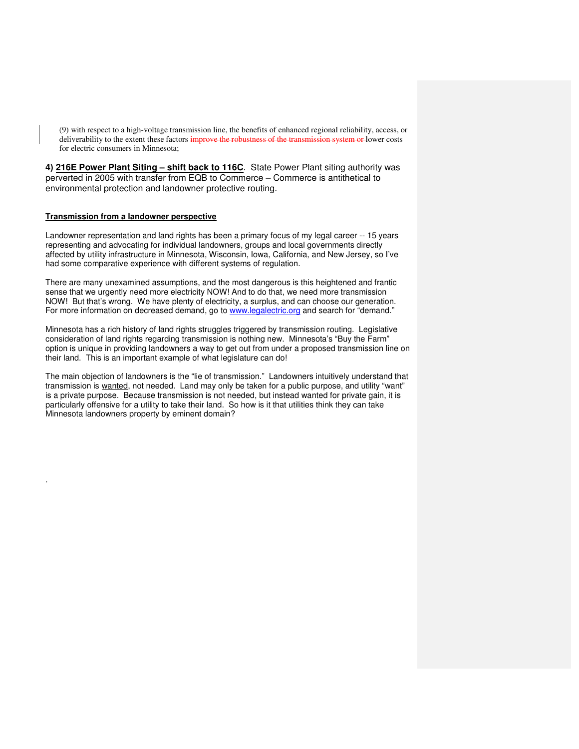(9) with respect to a high-voltage transmission line, the benefits of enhanced regional reliability, access, or deliverability to the extent these factors ~~improve the robustness of the transmission system or~~ lower costs for electric consumers in Minnesota;

**4) <u>216E Power Plant Siting – shift back to 116C</u>**. State Power Plant siting authority was perverted in 2005 with transfer from EQB to Commerce – Commerce is antithetical to environmental protection and landowner protective routing.

**<u>Transmission from a landowner perspective</u>**

Landowner representation and land rights has been a primary focus of my legal career -- 15 years representing and advocating for individual landowners, groups and local governments directly affected by utility infrastructure in Minnesota, Wisconsin, Iowa, California, and New Jersey, so I've had some comparative experience with different systems of regulation.

There are many unexamined assumptions, and the most dangerous is this heightened and frantic sense that we urgently need more electricity NOW! And to do that, we need more transmission NOW! But that's wrong. We have plenty of electricity, a surplus, and can choose our generation. For more information on decreased demand, go to [www.legalectric.org](http://www.legalectric.org) and search for "demand."

Minnesota has a rich history of land rights struggles triggered by transmission routing. Legislative consideration of land rights regarding transmission is nothing new. Minnesota's "Buy the Farm" option is unique in providing landowners a way to get out from under a proposed transmission line on their land. This is an important example of what legislature can do!

The main objection of landowners is the "lie of transmission." Landowners intuitively understand that transmission is <u>wanted</u>, not needed. Land may only be taken for a public purpose, and utility "want" is a private purpose. Because transmission is not needed, but instead wanted for private gain, it is particularly offensive for a utility to take their land. So how is it that utilities think they can take Minnesota landowners property by eminent domain?

.